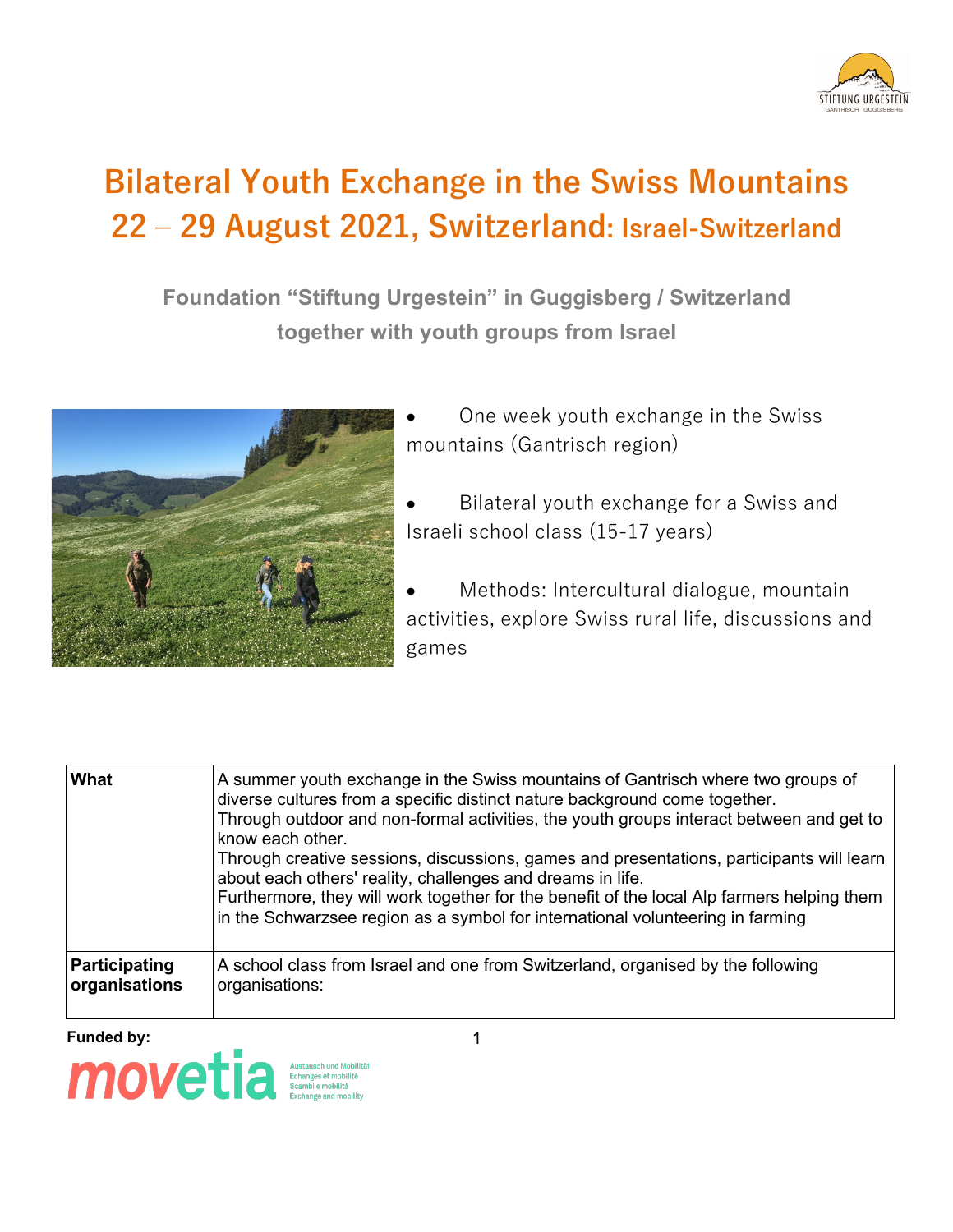# Bilateral Youth Exchange in the Swiss Mountains 22 – 29 August 2021, Switzerland: Israel-Switzerland

**Foundation "Stiftung Urgestein" in Guggisberg / Switzerland together with youth groups from Israel**

- One week youth exchange in the Swiss mountains (Gantrisch region)
- Bilateral youth exchange for a Swiss and Israeli school class (15-17 years)
- Methods: Intercultural dialogue, mountain activities, explore Swiss rural life, discussions and games

| | |
|---|---|
| **What** | A summer youth exchange in the Swiss mountains of Gantrisch where two groups of diverse cultures from a specific distinct nature background come together.<br>Through outdoor and non-formal activities, the youth groups interact between and get to know each other.<br>Through creative sessions, discussions, games and presentations, participants will learn about each others' reality, challenges and dreams in life.<br>Furthermore, they will work together for the benefit of the local Alp farmers helping them in the Schwarzsee region as a symbol for international volunteering in farming |
| **Participating organisations** | A school class from Israel and one from Switzerland, organised by the following organisations: |

**Funded by:**

movetia – Austausch und Mobilität / Echanges et mobilité / Scambi e mobilità / Exchange and mobility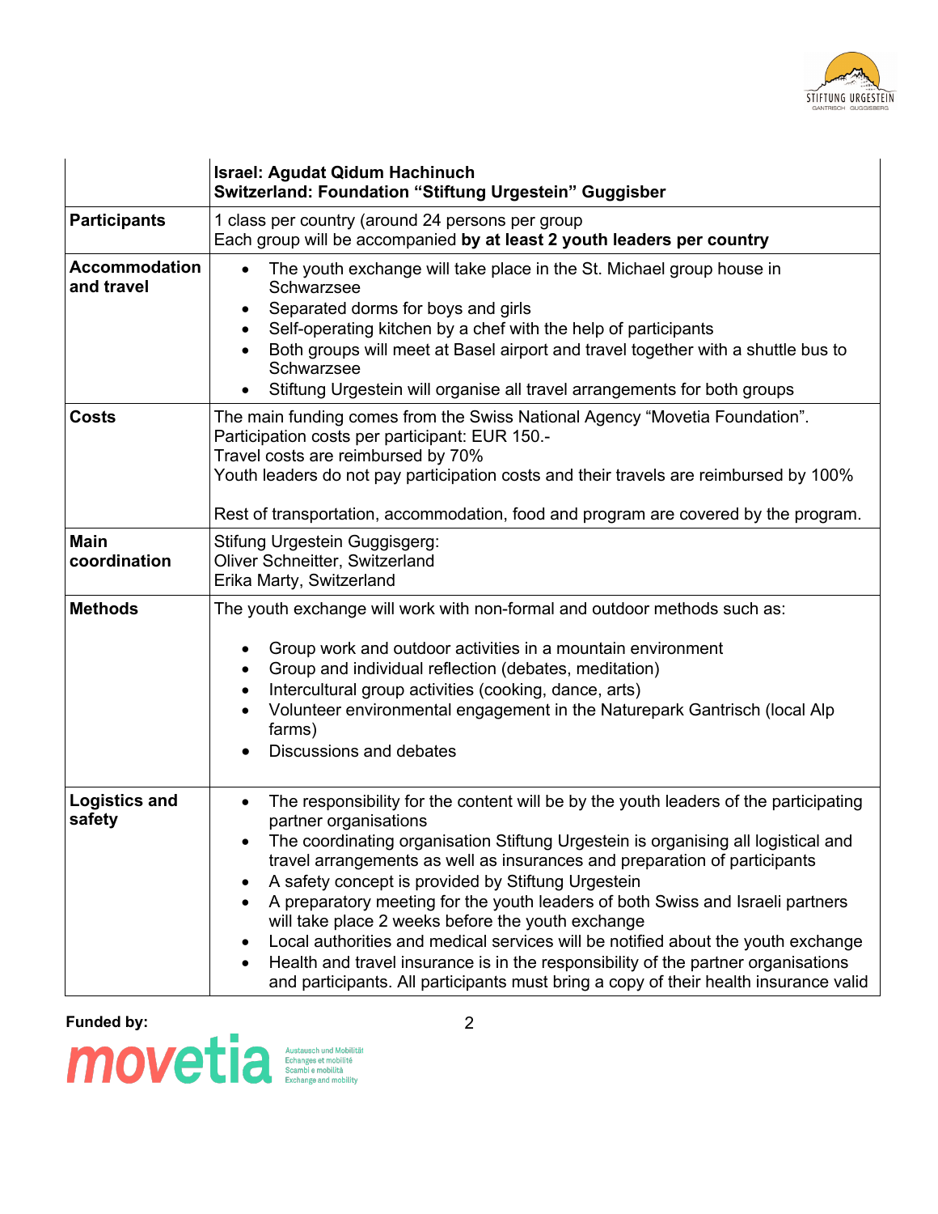| | **Israel: Agudat Qidum Hachinuch**<br>**Switzerland: Foundation "Stiftung Urgestein" Guggisber** |
|---|---|
| **Participants** | 1 class per country (around 24 persons per group<br>Each group will be accompanied **by at least 2 youth leaders per country** |
| **Accommodation and travel** | • The youth exchange will take place in the St. Michael group house in Schwarzsee<br>• Separated dorms for boys and girls<br>• Self-operating kitchen by a chef with the help of participants<br>• Both groups will meet at Basel airport and travel together with a shuttle bus to Schwarzsee<br>• Stiftung Urgestein will organise all travel arrangements for both groups |
| **Costs** | The main funding comes from the Swiss National Agency "Movetia Foundation".<br>Participation costs per participant: EUR 150.-<br>Travel costs are reimbursed by 70%<br>Youth leaders do not pay participation costs and their travels are reimbursed by 100%<br><br>Rest of transportation, accommodation, food and program are covered by the program. |
| **Main coordination** | Stifung Urgestein Guggisgerg:<br>Oliver Schneitter, Switzerland<br>Erika Marty, Switzerland |
| **Methods** | The youth exchange will work with non-formal and outdoor methods such as:<br><br>• Group work and outdoor activities in a mountain environment<br>• Group and individual reflection (debates, meditation)<br>• Intercultural group activities (cooking, dance, arts)<br>• Volunteer environmental engagement in the Naturepark Gantrisch (local Alp farms)<br>• Discussions and debates |
| **Logistics and safety** | • The responsibility for the content will be by the youth leaders of the participating partner organisations<br>• The coordinating organisation Stiftung Urgestein is organising all logistical and travel arrangements as well as insurances and preparation of participants<br>• A safety concept is provided by Stiftung Urgestein<br>• A preparatory meeting for the youth leaders of both Swiss and Israeli partners will take place 2 weeks before the youth exchange<br>• Local authorities and medical services will be notified about the youth exchange<br>• Health and travel insurance is in the responsibility of the partner organisations and participants. All participants must bring a copy of their health insurance valid |

**Funded by:**

movetia Austausch und Mobilität Echanges et mobilité Scambi e mobilità Exchange and mobility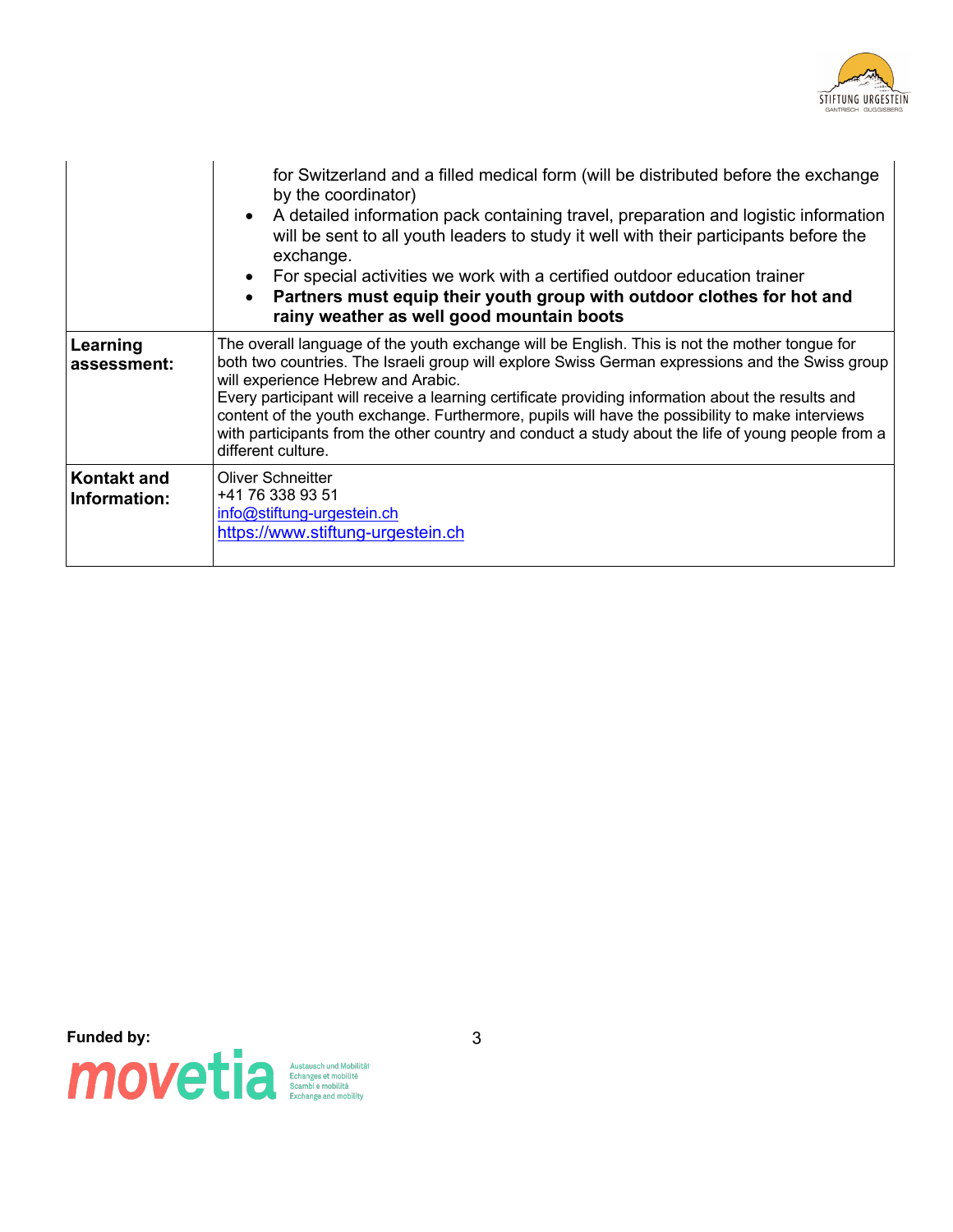| | |
|---|---|
| | for Switzerland and a filled medical form (will be distributed before the exchange by the coordinator)<br>• A detailed information pack containing travel, preparation and logistic information will be sent to all youth leaders to study it well with their participants before the exchange.<br>• For special activities we work with a certified outdoor education trainer<br>• **Partners must equip their youth group with outdoor clothes for hot and rainy weather as well good mountain boots** |
| **Learning assessment:** | The overall language of the youth exchange will be English. This is not the mother tongue for both two countries. The Israeli group will explore Swiss German expressions and the Swiss group will experience Hebrew and Arabic.<br>Every participant will receive a learning certificate providing information about the results and content of the youth exchange. Furthermore, pupils will have the possibility to make interviews with participants from the other country and conduct a study about the life of young people from a different culture. |
| **Kontakt and Information:** | Oliver Schneitter<br>+41 76 338 93 51<br>info@stiftung-urgestein.ch<br>https://www.stiftung-urgestein.ch |

**Funded by:**

movetia
Austausch und Mobilität
Echanges et mobilité
Scambi e mobilità
Exchange and mobility